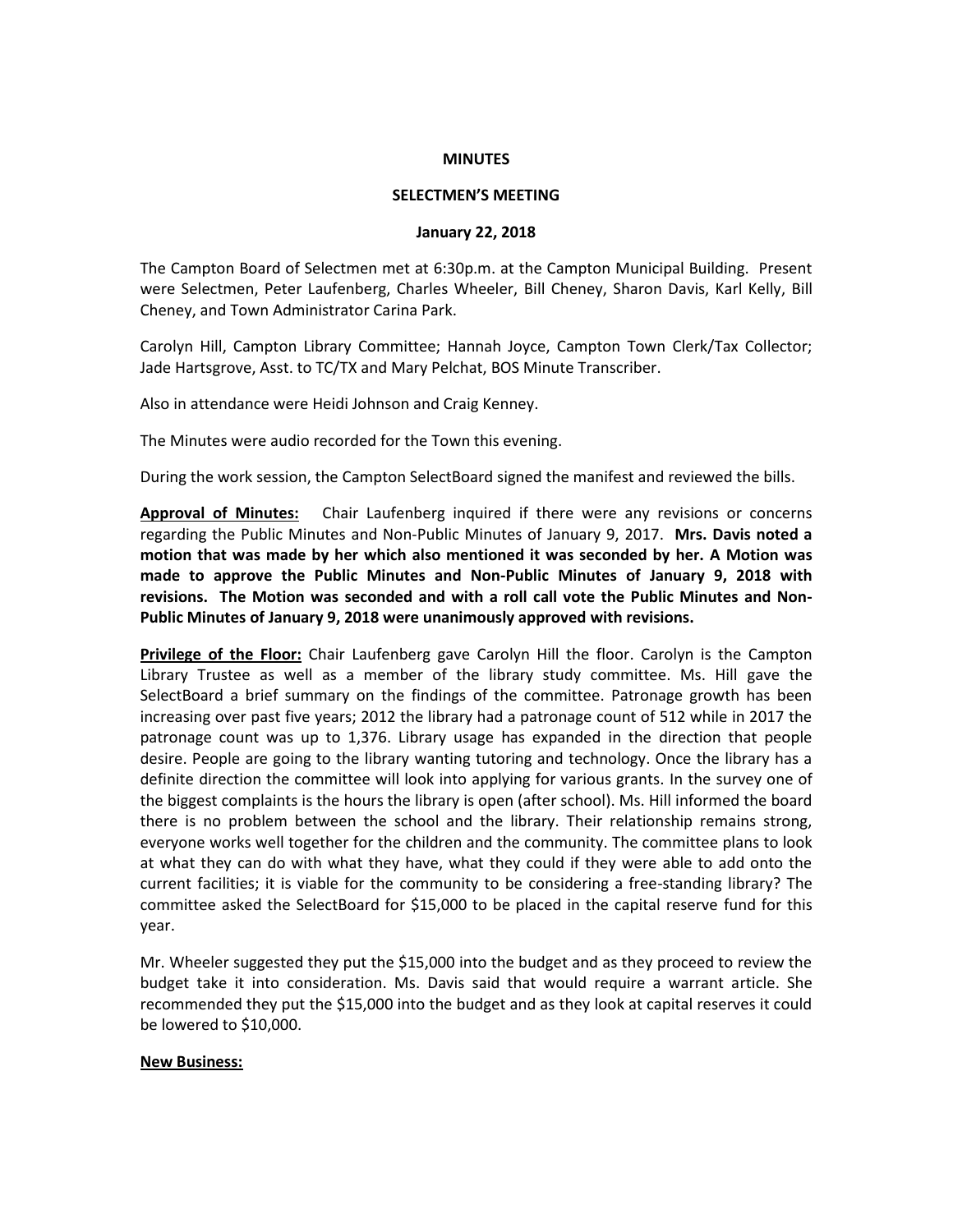**MINUTES**

**SELECTMEN'S MEETING**

**January 22, 2018**

The Campton Board of Selectmen met at 6:30p.m. at the Campton Municipal Building. Present were Selectmen, Peter Laufenberg, Charles Wheeler, Bill Cheney, Sharon Davis, Karl Kelly, Bill Cheney, and Town Administrator Carina Park.

Carolyn Hill, Campton Library Committee; Hannah Joyce, Campton Town Clerk/Tax Collector; Jade Hartsgrove, Asst. to TC/TX and Mary Pelchat, BOS Minute Transcriber.

Also in attendance were Heidi Johnson and Craig Kenney.

The Minutes were audio recorded for the Town this evening.

During the work session, the Campton SelectBoard signed the manifest and reviewed the bills.

**Approval of Minutes:** Chair Laufenberg inquired if there were any revisions or concerns regarding the Public Minutes and Non-Public Minutes of January 9, 2017. **Mrs. Davis noted a motion that was made by her which also mentioned it was seconded by her. A Motion was made to approve the Public Minutes and Non-Public Minutes of January 9, 2018 with revisions. The Motion was seconded and with a roll call vote the Public Minutes and Non-Public Minutes of January 9, 2018 were unanimously approved with revisions.**

**Privilege of the Floor:** Chair Laufenberg gave Carolyn Hill the floor. Carolyn is the Campton Library Trustee as well as a member of the library study committee. Ms. Hill gave the SelectBoard a brief summary on the findings of the committee. Patronage growth has been increasing over past five years; 2012 the library had a patronage count of 512 while in 2017 the patronage count was up to 1,376. Library usage has expanded in the direction that people desire. People are going to the library wanting tutoring and technology. Once the library has a definite direction the committee will look into applying for various grants. In the survey one of the biggest complaints is the hours the library is open (after school). Ms. Hill informed the board there is no problem between the school and the library. Their relationship remains strong, everyone works well together for the children and the community. The committee plans to look at what they can do with what they have, what they could if they were able to add onto the current facilities; it is viable for the community to be considering a free-standing library? The committee asked the SelectBoard for $15,000 to be placed in the capital reserve fund for this year.

Mr. Wheeler suggested they put the $15,000 into the budget and as they proceed to review the budget take it into consideration. Ms. Davis said that would require a warrant article. She recommended they put the $15,000 into the budget and as they look at capital reserves it could be lowered to $10,000.

**New Business:**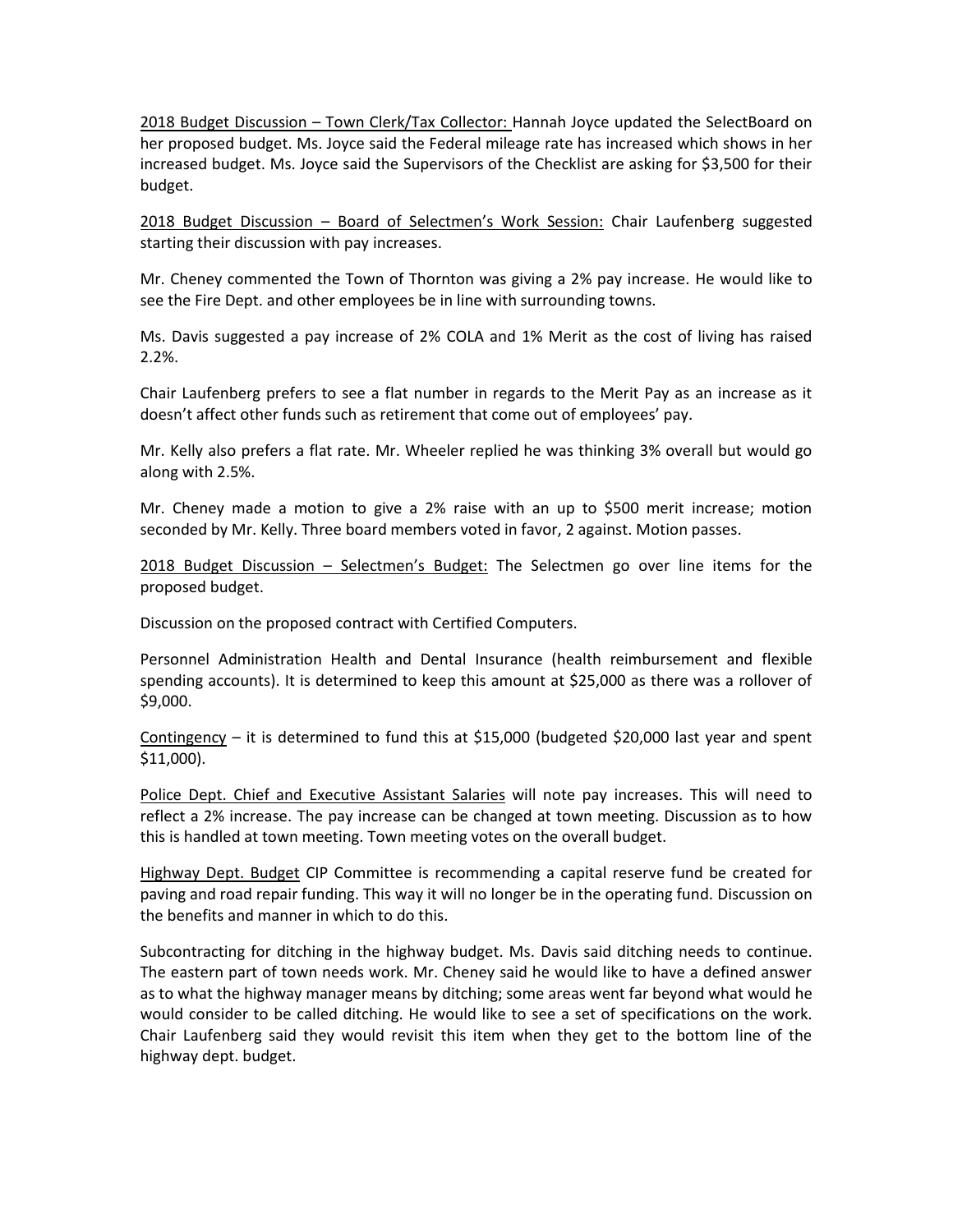<u>2018 Budget Discussion – Town Clerk/Tax Collector:</u> Hannah Joyce updated the SelectBoard on her proposed budget. Ms. Joyce said the Federal mileage rate has increased which shows in her increased budget. Ms. Joyce said the Supervisors of the Checklist are asking for $3,500 for their budget.

<u>2018 Budget Discussion – Board of Selectmen's Work Session:</u> Chair Laufenberg suggested starting their discussion with pay increases.

Mr. Cheney commented the Town of Thornton was giving a 2% pay increase. He would like to see the Fire Dept. and other employees be in line with surrounding towns.

Ms. Davis suggested a pay increase of 2% COLA and 1% Merit as the cost of living has raised 2.2%.

Chair Laufenberg prefers to see a flat number in regards to the Merit Pay as an increase as it doesn't affect other funds such as retirement that come out of employees' pay.

Mr. Kelly also prefers a flat rate. Mr. Wheeler replied he was thinking 3% overall but would go along with 2.5%.

Mr. Cheney made a motion to give a 2% raise with an up to $500 merit increase; motion seconded by Mr. Kelly. Three board members voted in favor, 2 against. Motion passes.

<u>2018 Budget Discussion – Selectmen's Budget:</u> The Selectmen go over line items for the proposed budget.

Discussion on the proposed contract with Certified Computers.

Personnel Administration Health and Dental Insurance (health reimbursement and flexible spending accounts). It is determined to keep this amount at $25,000 as there was a rollover of $9,000.

<u>Contingency</u> – it is determined to fund this at $15,000 (budgeted $20,000 last year and spent $11,000).

<u>Police Dept. Chief and Executive Assistant Salaries</u> will note pay increases. This will need to reflect a 2% increase. The pay increase can be changed at town meeting. Discussion as to how this is handled at town meeting. Town meeting votes on the overall budget.

<u>Highway Dept. Budget</u> CIP Committee is recommending a capital reserve fund be created for paving and road repair funding. This way it will no longer be in the operating fund. Discussion on the benefits and manner in which to do this.

Subcontracting for ditching in the highway budget. Ms. Davis said ditching needs to continue. The eastern part of town needs work. Mr. Cheney said he would like to have a defined answer as to what the highway manager means by ditching; some areas went far beyond what would he would consider to be called ditching. He would like to see a set of specifications on the work. Chair Laufenberg said they would revisit this item when they get to the bottom line of the highway dept. budget.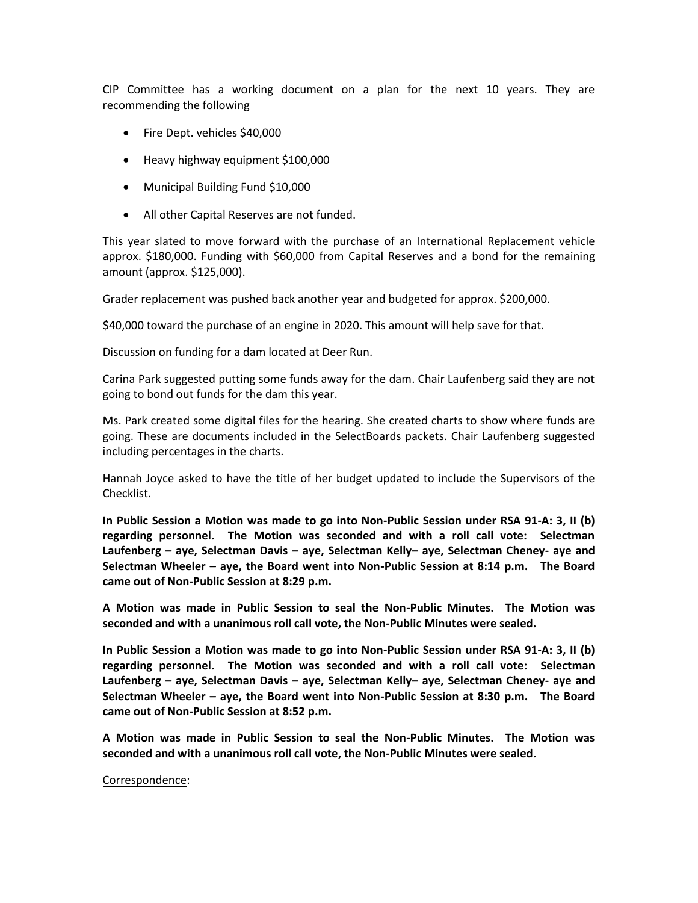CIP Committee has a working document on a plan for the next 10 years. They are recommending the following

- Fire Dept. vehicles $40,000
- Heavy highway equipment $100,000
- Municipal Building Fund $10,000
- All other Capital Reserves are not funded.

This year slated to move forward with the purchase of an International Replacement vehicle approx. $180,000. Funding with $60,000 from Capital Reserves and a bond for the remaining amount (approx. $125,000).

Grader replacement was pushed back another year and budgeted for approx. $200,000.

$40,000 toward the purchase of an engine in 2020. This amount will help save for that.

Discussion on funding for a dam located at Deer Run.

Carina Park suggested putting some funds away for the dam. Chair Laufenberg said they are not going to bond out funds for the dam this year.

Ms. Park created some digital files for the hearing. She created charts to show where funds are going. These are documents included in the SelectBoards packets. Chair Laufenberg suggested including percentages in the charts.

Hannah Joyce asked to have the title of her budget updated to include the Supervisors of the Checklist.

**In Public Session a Motion was made to go into Non-Public Session under RSA 91-A: 3, II (b) regarding personnel. The Motion was seconded and with a roll call vote: Selectman Laufenberg – aye, Selectman Davis – aye, Selectman Kelly– aye, Selectman Cheney- aye and Selectman Wheeler – aye, the Board went into Non-Public Session at 8:14 p.m. The Board came out of Non-Public Session at 8:29 p.m.**

**A Motion was made in Public Session to seal the Non-Public Minutes. The Motion was seconded and with a unanimous roll call vote, the Non-Public Minutes were sealed.**

**In Public Session a Motion was made to go into Non-Public Session under RSA 91-A: 3, II (b) regarding personnel. The Motion was seconded and with a roll call vote: Selectman Laufenberg – aye, Selectman Davis – aye, Selectman Kelly– aye, Selectman Cheney- aye and Selectman Wheeler – aye, the Board went into Non-Public Session at 8:30 p.m. The Board came out of Non-Public Session at 8:52 p.m.**

**A Motion was made in Public Session to seal the Non-Public Minutes. The Motion was seconded and with a unanimous roll call vote, the Non-Public Minutes were sealed.**

Correspondence: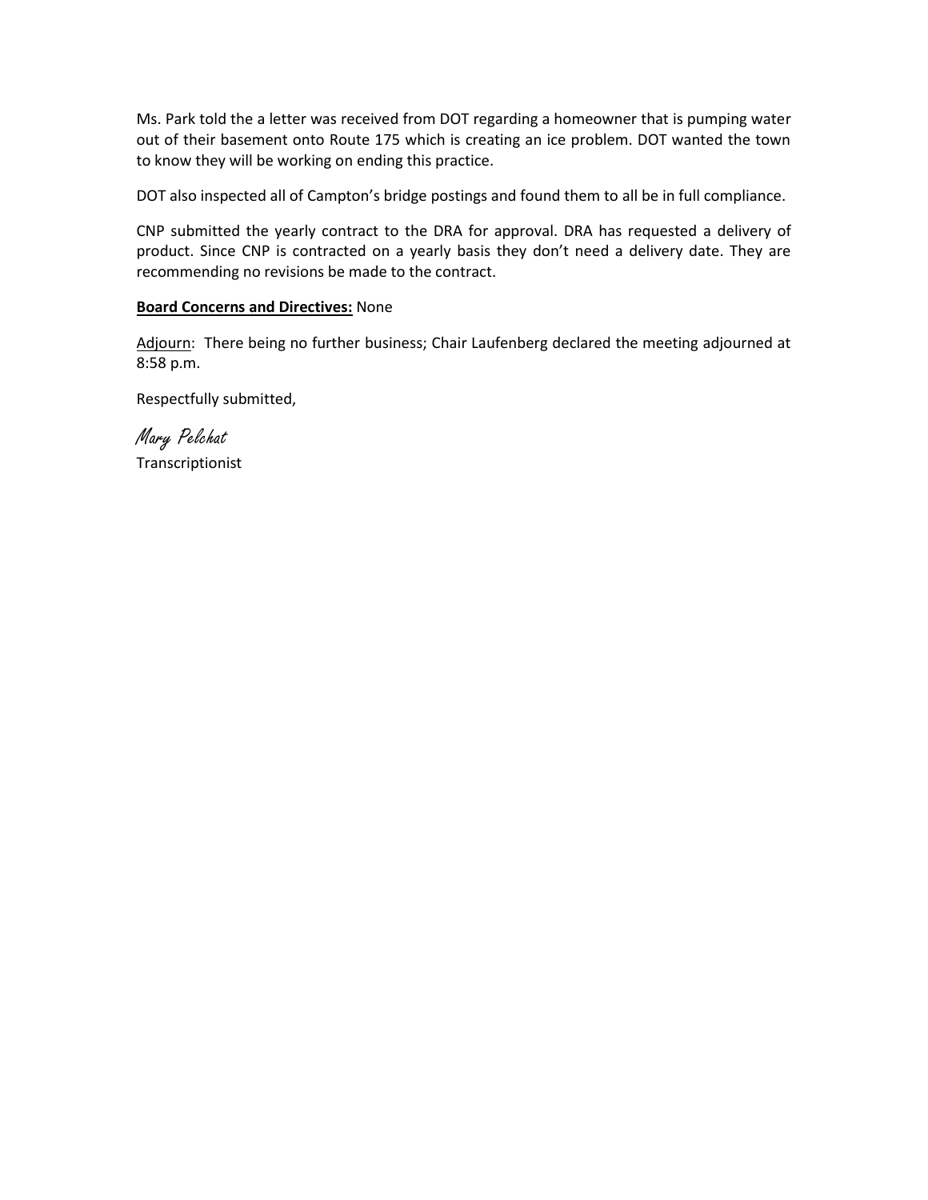Ms. Park told the a letter was received from DOT regarding a homeowner that is pumping water out of their basement onto Route 175 which is creating an ice problem. DOT wanted the town to know they will be working on ending this practice.

DOT also inspected all of Campton's bridge postings and found them to all be in full compliance.

CNP submitted the yearly contract to the DRA for approval. DRA has requested a delivery of product. Since CNP is contracted on a yearly basis they don't need a delivery date. They are recommending no revisions be made to the contract.

**Board Concerns and Directives:** None

Adjourn: There being no further business; Chair Laufenberg declared the meeting adjourned at 8:58 p.m.

Respectfully submitted,

*Mary Pelchat*
Transcriptionist